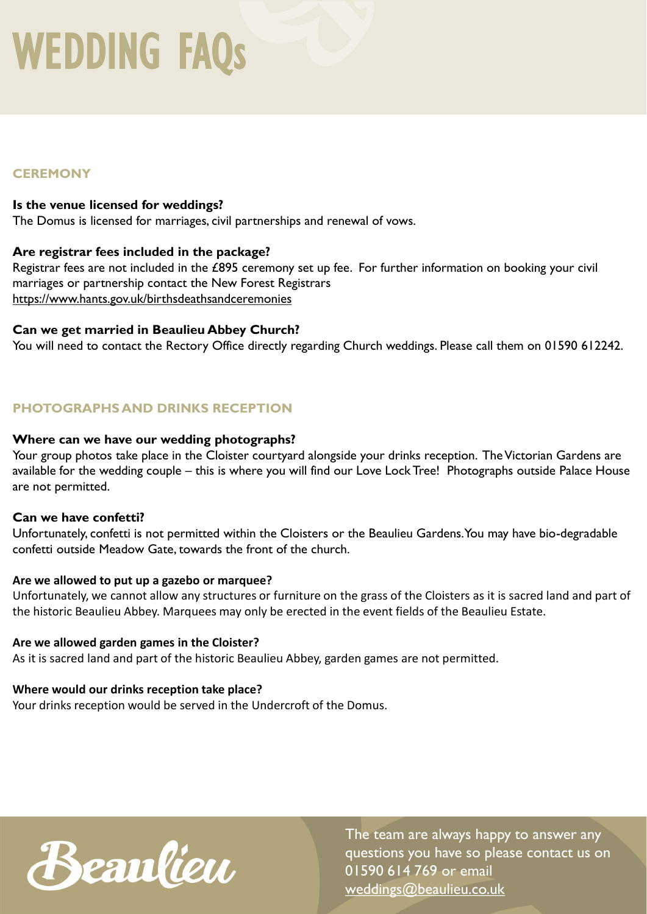# WEDDING FAQs

## CEREMONY

**Is the venue licensed for weddings?**
The Domus is licensed for marriages, civil partnerships and renewal of vows.

**Are registrar fees included in the package?**
Registrar fees are not included in the £895 ceremony set up fee. For further information on booking your civil marriages or partnership contact the New Forest Registrars
https://www.hants.gov.uk/birthsdeathsandceremonies

**Can we get married in Beaulieu Abbey Church?**
You will need to contact the Rectory Office directly regarding Church weddings. Please call them on 01590 612242.

## PHOTOGRAPHS AND DRINKS RECEPTION

**Where can we have our wedding photographs?**
Your group photos take place in the Cloister courtyard alongside your drinks reception. The Victorian Gardens are available for the wedding couple – this is where you will find our Love Lock Tree! Photographs outside Palace House are not permitted.

**Can we have confetti?**
Unfortunately, confetti is not permitted within the Cloisters or the Beaulieu Gardens. You may have bio-degradable confetti outside Meadow Gate, towards the front of the church.

**Are we allowed to put up a gazebo or marquee?**
Unfortunately, we cannot allow any structures or furniture on the grass of the Cloisters as it is sacred land and part of the historic Beaulieu Abbey. Marquees may only be erected in the event fields of the Beaulieu Estate.

**Are we allowed garden games in the Cloister?**
As it is sacred land and part of the historic Beaulieu Abbey, garden games are not permitted.

**Where would our drinks reception take place?**
Your drinks reception would be served in the Undercroft of the Domus.

Beaulieu

The team are always happy to answer any questions you have so please contact us on 01590 614 769 or email weddings@beaulieu.co.uk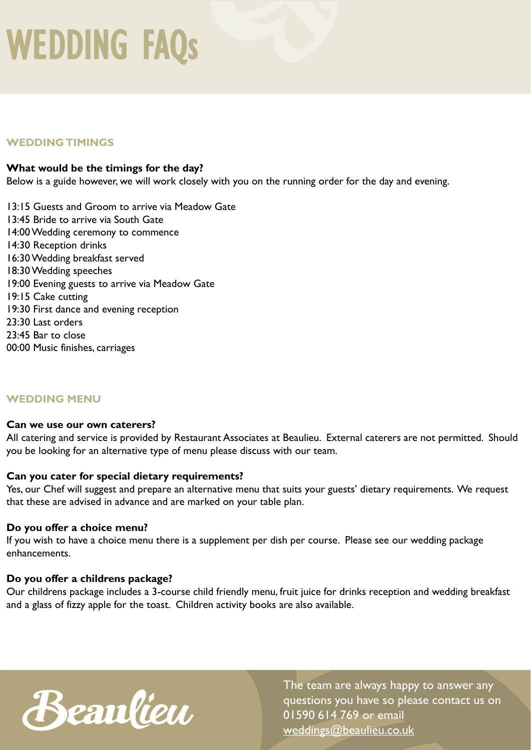# WEDDING FAQs

## WEDDING TIMINGS

**What would be the timings for the day?**
Below is a guide however, we will work closely with you on the running order for the day and evening.

13:15 Guests and Groom to arrive via Meadow Gate
13:45 Bride to arrive via South Gate
14:00 Wedding ceremony to commence
14:30 Reception drinks
16:30 Wedding breakfast served
18:30 Wedding speeches
19:00 Evening guests to arrive via Meadow Gate
19:15 Cake cutting
19:30 First dance and evening reception
23:30 Last orders
23:45 Bar to close
00:00 Music finishes, carriages

## WEDDING MENU

**Can we use our own caterers?**
All catering and service is provided by Restaurant Associates at Beaulieu. External caterers are not permitted. Should you be looking for an alternative type of menu please discuss with our team.

**Can you cater for special dietary requirements?**
Yes, our Chef will suggest and prepare an alternative menu that suits your guests' dietary requirements. We request that these are advised in advance and are marked on your table plan.

**Do you offer a choice menu?**
If you wish to have a choice menu there is a supplement per dish per course. Please see our wedding package enhancements.

**Do you offer a childrens package?**
Our childrens package includes a 3-course child friendly menu, fruit juice for drinks reception and wedding breakfast and a glass of fizzy apple for the toast. Children activity books are also available.

Beaulieu

The team are always happy to answer any questions you have so please contact us on 01590 614 769 or email weddings@beaulieu.co.uk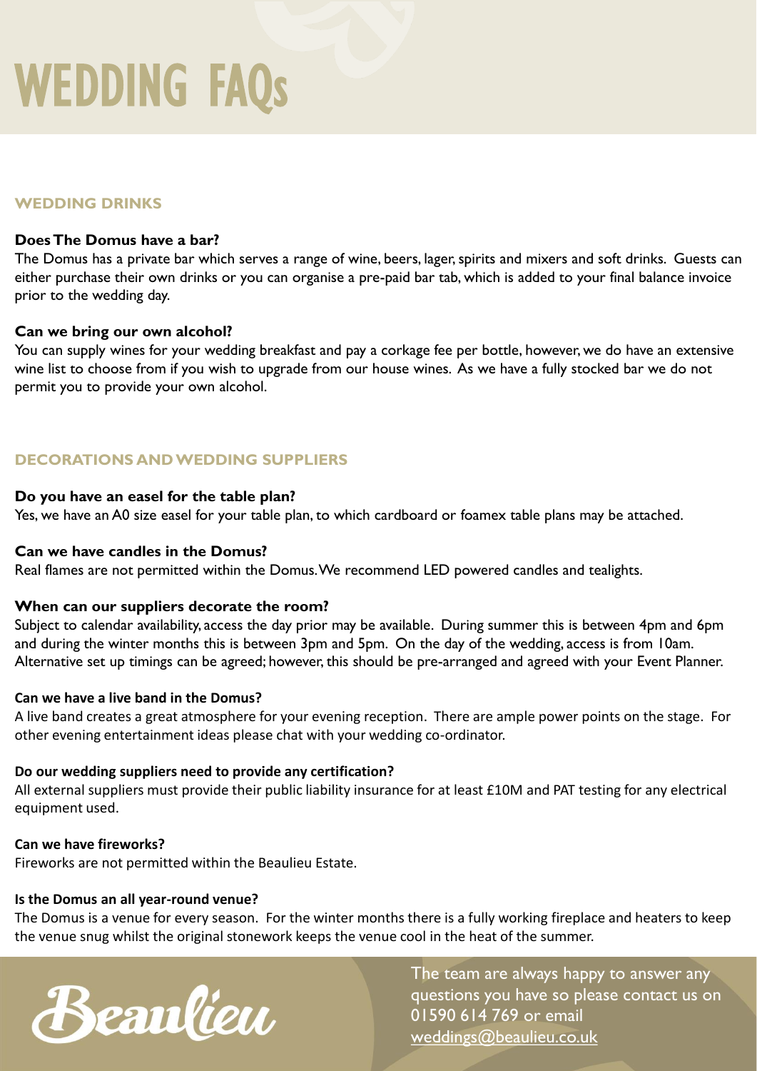# WEDDING FAQs

## WEDDING DRINKS

**Does The Domus have a bar?**
The Domus has a private bar which serves a range of wine, beers, lager, spirits and mixers and soft drinks. Guests can either purchase their own drinks or you can organise a pre-paid bar tab, which is added to your final balance invoice prior to the wedding day.

**Can we bring our own alcohol?**
You can supply wines for your wedding breakfast and pay a corkage fee per bottle, however, we do have an extensive wine list to choose from if you wish to upgrade from our house wines. As we have a fully stocked bar we do not permit you to provide your own alcohol.

## DECORATIONS AND WEDDING SUPPLIERS

**Do you have an easel for the table plan?**
Yes, we have an A0 size easel for your table plan, to which cardboard or foamex table plans may be attached.

**Can we have candles in the Domus?**
Real flames are not permitted within the Domus. We recommend LED powered candles and tealights.

**When can our suppliers decorate the room?**
Subject to calendar availability, access the day prior may be available. During summer this is between 4pm and 6pm and during the winter months this is between 3pm and 5pm. On the day of the wedding, access is from 10am. Alternative set up timings can be agreed; however, this should be pre-arranged and agreed with your Event Planner.

**Can we have a live band in the Domus?**
A live band creates a great atmosphere for your evening reception. There are ample power points on the stage. For other evening entertainment ideas please chat with your wedding co-ordinator.

**Do our wedding suppliers need to provide any certification?**
All external suppliers must provide their public liability insurance for at least £10M and PAT testing for any electrical equipment used.

**Can we have fireworks?**
Fireworks are not permitted within the Beaulieu Estate.

**Is the Domus an all year-round venue?**
The Domus is a venue for every season. For the winter months there is a fully working fireplace and heaters to keep the venue snug whilst the original stonework keeps the venue cool in the heat of the summer.

Beaulieu

The team are always happy to answer any questions you have so please contact us on 01590 614 769 or email weddings@beaulieu.co.uk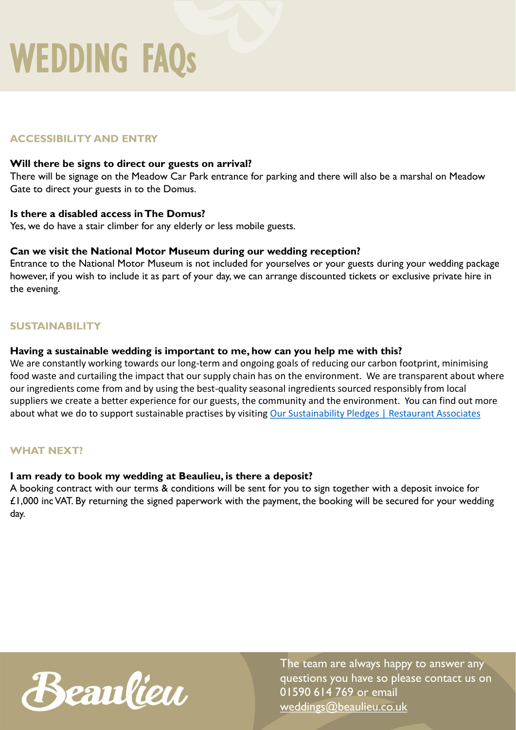# WEDDING FAQs

## ACCESSIBILITY AND ENTRY

**Will there be signs to direct our guests on arrival?**
There will be signage on the Meadow Car Park entrance for parking and there will also be a marshal on Meadow Gate to direct your guests in to the Domus.

**Is there a disabled access in The Domus?**
Yes, we do have a stair climber for any elderly or less mobile guests.

**Can we visit the National Motor Museum during our wedding reception?**
Entrance to the National Motor Museum is not included for yourselves or your guests during your wedding package however, if you wish to include it as part of your day, we can arrange discounted tickets or exclusive private hire in the evening.

## SUSTAINABILITY

**Having a sustainable wedding is important to me, how can you help me with this?**
We are constantly working towards our long-term and ongoing goals of reducing our carbon footprint, minimising food waste and curtailing the impact that our supply chain has on the environment. We are transparent about where our ingredients come from and by using the best-quality seasonal ingredients sourced responsibly from local suppliers we create a better experience for our guests, the community and the environment. You can find out more about what we do to support sustainable practises by visiting Our Sustainability Pledges | Restaurant Associates

## WHAT NEXT?

**I am ready to book my wedding at Beaulieu, is there a deposit?**
A booking contract with our terms & conditions will be sent for you to sign together with a deposit invoice for £1,000 inc VAT. By returning the signed paperwork with the payment, the booking will be secured for your wedding day.

Beaulieu

The team are always happy to answer any questions you have so please contact us on 01590 614 769 or email weddings@beaulieu.co.uk